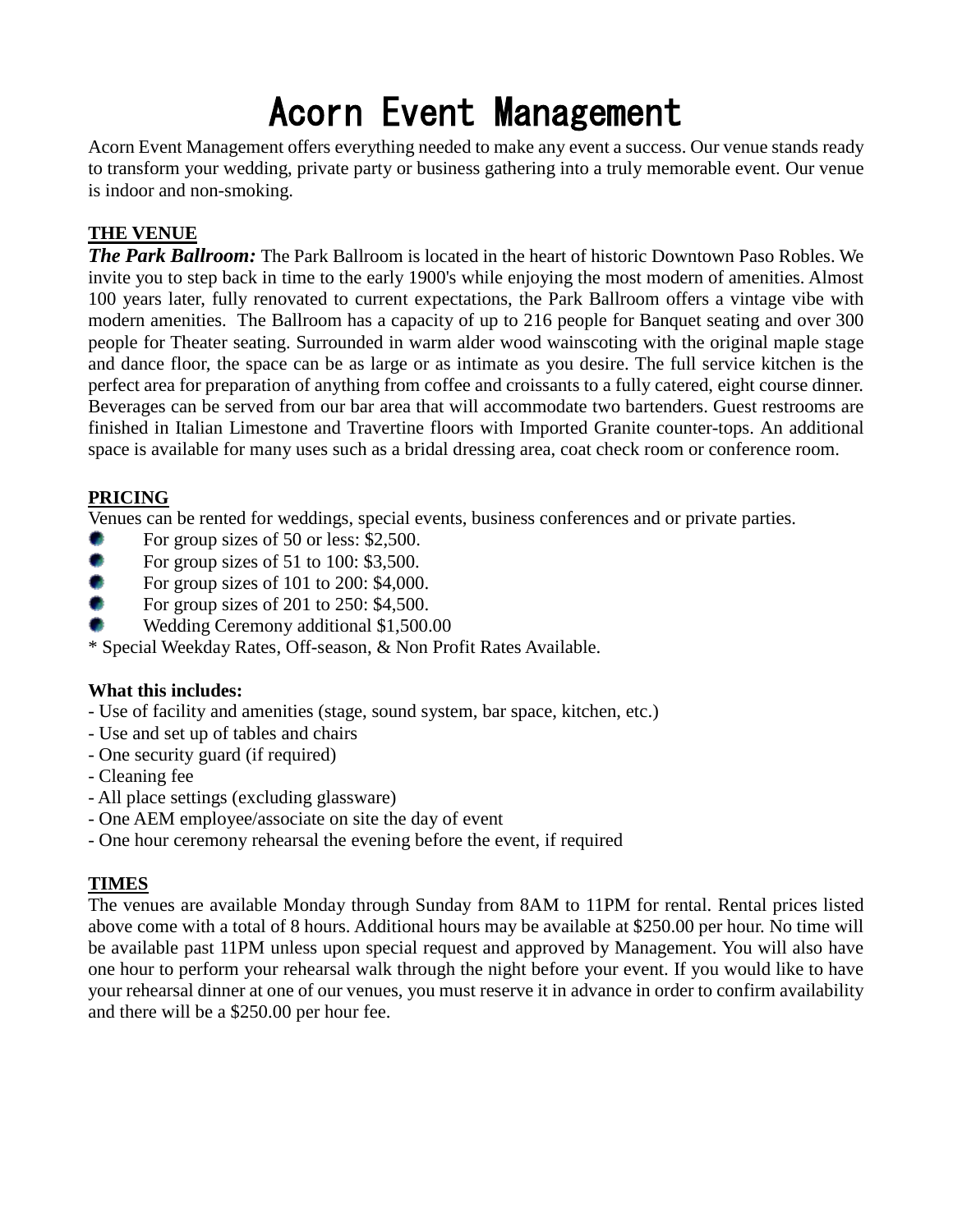# Acorn Event Management

Acorn Event Management offers everything needed to make any event a success. Our venue stands ready to transform your wedding, private party or business gathering into a truly memorable event. Our venue is indoor and non-smoking.

## THE VENUE

***The Park Ballroom:*** The Park Ballroom is located in the heart of historic Downtown Paso Robles. We invite you to step back in time to the early 1900's while enjoying the most modern of amenities. Almost 100 years later, fully renovated to current expectations, the Park Ballroom offers a vintage vibe with modern amenities. The Ballroom has a capacity of up to 216 people for Banquet seating and over 300 people for Theater seating. Surrounded in warm alder wood wainscoting with the original maple stage and dance floor, the space can be as large or as intimate as you desire. The full service kitchen is the perfect area for preparation of anything from coffee and croissants to a fully catered, eight course dinner. Beverages can be served from our bar area that will accommodate two bartenders. Guest restrooms are finished in Italian Limestone and Travertine floors with Imported Granite counter-tops. An additional space is available for many uses such as a bridal dressing area, coat check room or conference room.

## PRICING

Venues can be rented for weddings, special events, business conferences and or private parties.

- For group sizes of 50 or less: $2,500.
- For group sizes of 51 to 100: $3,500.
- For group sizes of 101 to 200: $4,000.
- For group sizes of 201 to 250: $4,500.
- Wedding Ceremony additional $1,500.00

* Special Weekday Rates, Off-season, & Non Profit Rates Available.

**What this includes:**

- Use of facility and amenities (stage, sound system, bar space, kitchen, etc.)
- Use and set up of tables and chairs
- One security guard (if required)
- Cleaning fee
- All place settings (excluding glassware)
- One AEM employee/associate on site the day of event
- One hour ceremony rehearsal the evening before the event, if required

## TIMES

The venues are available Monday through Sunday from 8AM to 11PM for rental. Rental prices listed above come with a total of 8 hours. Additional hours may be available at $250.00 per hour. No time will be available past 11PM unless upon special request and approved by Management. You will also have one hour to perform your rehearsal walk through the night before your event. If you would like to have your rehearsal dinner at one of our venues, you must reserve it in advance in order to confirm availability and there will be a $250.00 per hour fee.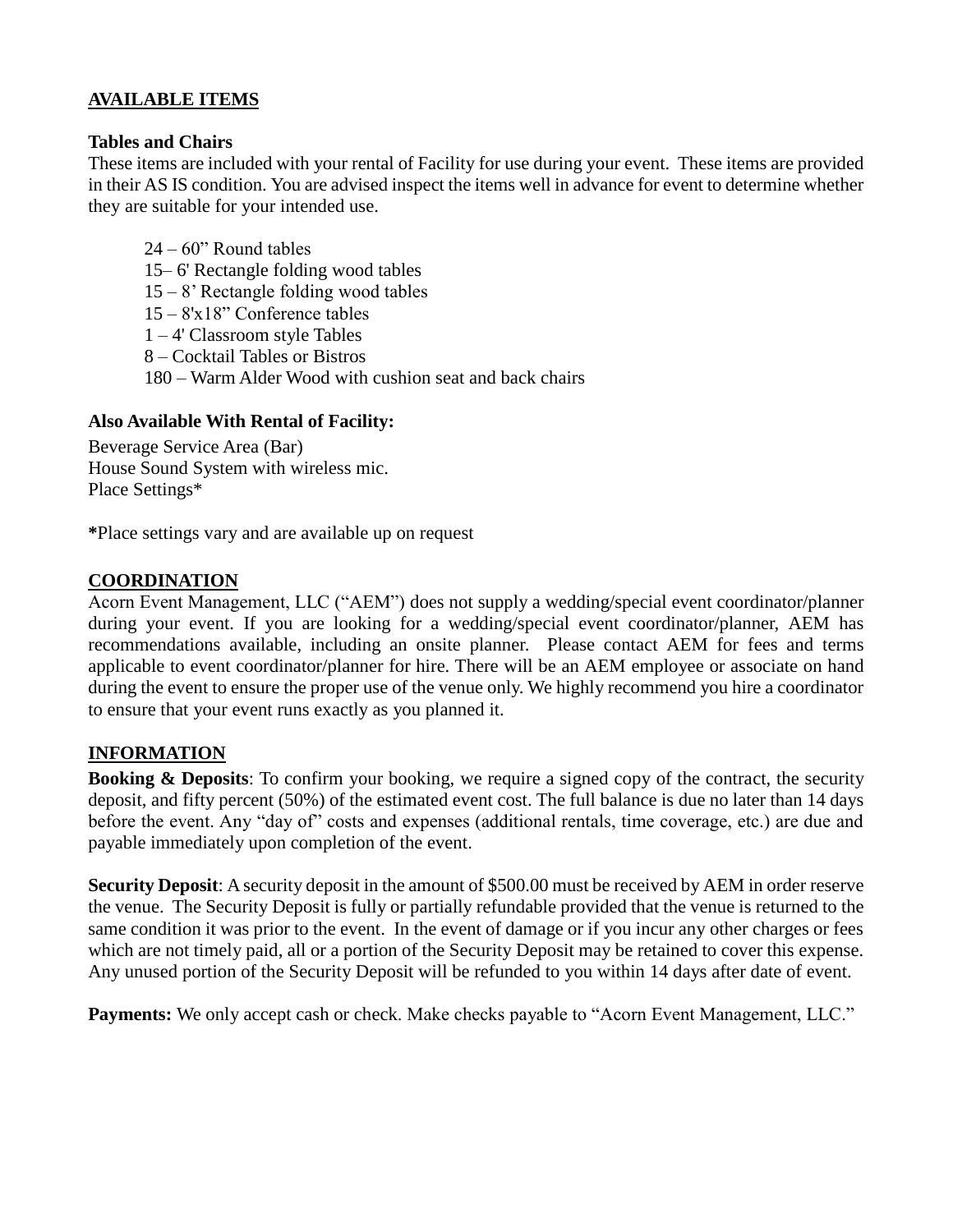## AVAILABLE ITEMS

**Tables and Chairs**

These items are included with your rental of Facility for use during your event. These items are provided in their AS IS condition. You are advised inspect the items well in advance for event to determine whether they are suitable for your intended use.

24 – 60" Round tables
15– 6' Rectangle folding wood tables
15 – 8' Rectangle folding wood tables
15 – 8'x18" Conference tables
1 – 4' Classroom style Tables
8 – Cocktail Tables or Bistros
180 – Warm Alder Wood with cushion seat and back chairs

**Also Available With Rental of Facility:**

Beverage Service Area (Bar)
House Sound System with wireless mic.
Place Settings*

***Place settings vary and are available up on request**

## COORDINATION

Acorn Event Management, LLC ("AEM") does not supply a wedding/special event coordinator/planner during your event. If you are looking for a wedding/special event coordinator/planner, AEM has recommendations available, including an onsite planner. Please contact AEM for fees and terms applicable to event coordinator/planner for hire. There will be an AEM employee or associate on hand during the event to ensure the proper use of the venue only. We highly recommend you hire a coordinator to ensure that your event runs exactly as you planned it.

## INFORMATION

**Booking & Deposits**: To confirm your booking, we require a signed copy of the contract, the security deposit, and fifty percent (50%) of the estimated event cost. The full balance is due no later than 14 days before the event. Any "day of" costs and expenses (additional rentals, time coverage, etc.) are due and payable immediately upon completion of the event.

**Security Deposit**: A security deposit in the amount of $500.00 must be received by AEM in order reserve the venue. The Security Deposit is fully or partially refundable provided that the venue is returned to the same condition it was prior to the event. In the event of damage or if you incur any other charges or fees which are not timely paid, all or a portion of the Security Deposit may be retained to cover this expense. Any unused portion of the Security Deposit will be refunded to you within 14 days after date of event.

**Payments:** We only accept cash or check. Make checks payable to "Acorn Event Management, LLC."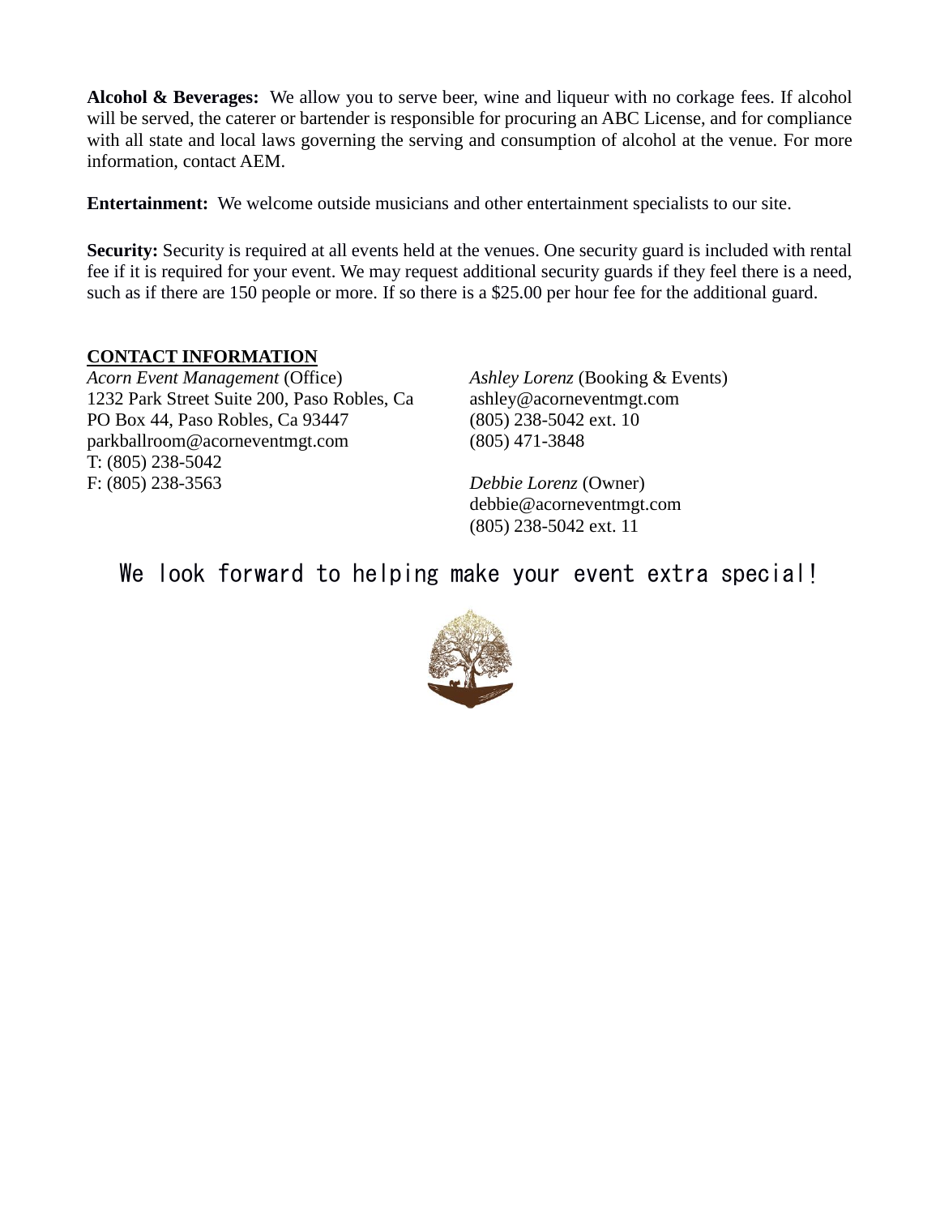**Alcohol & Beverages:** We allow you to serve beer, wine and liqueur with no corkage fees. If alcohol will be served, the caterer or bartender is responsible for procuring an ABC License, and for compliance with all state and local laws governing the serving and consumption of alcohol at the venue. For more information, contact AEM.

**Entertainment:** We welcome outside musicians and other entertainment specialists to our site.

**Security:** Security is required at all events held at the venues. One security guard is included with rental fee if it is required for your event. We may request additional security guards if they feel there is a need, such as if there are 150 people or more. If so there is a $25.00 per hour fee for the additional guard.

**CONTACT INFORMATION**

*Acorn Event Management* (Office)
1232 Park Street Suite 200, Paso Robles, Ca
PO Box 44, Paso Robles, Ca 93447
parkballroom@acorneventmgt.com
T: (805) 238-5042
F: (805) 238-3563

*Ashley Lorenz* (Booking & Events)
ashley@acorneventmgt.com
(805) 238-5042 ext. 10
(805) 471-3848

*Debbie Lorenz* (Owner)
debbie@acorneventmgt.com
(805) 238-5042 ext. 11

We look forward to helping make your event extra special!